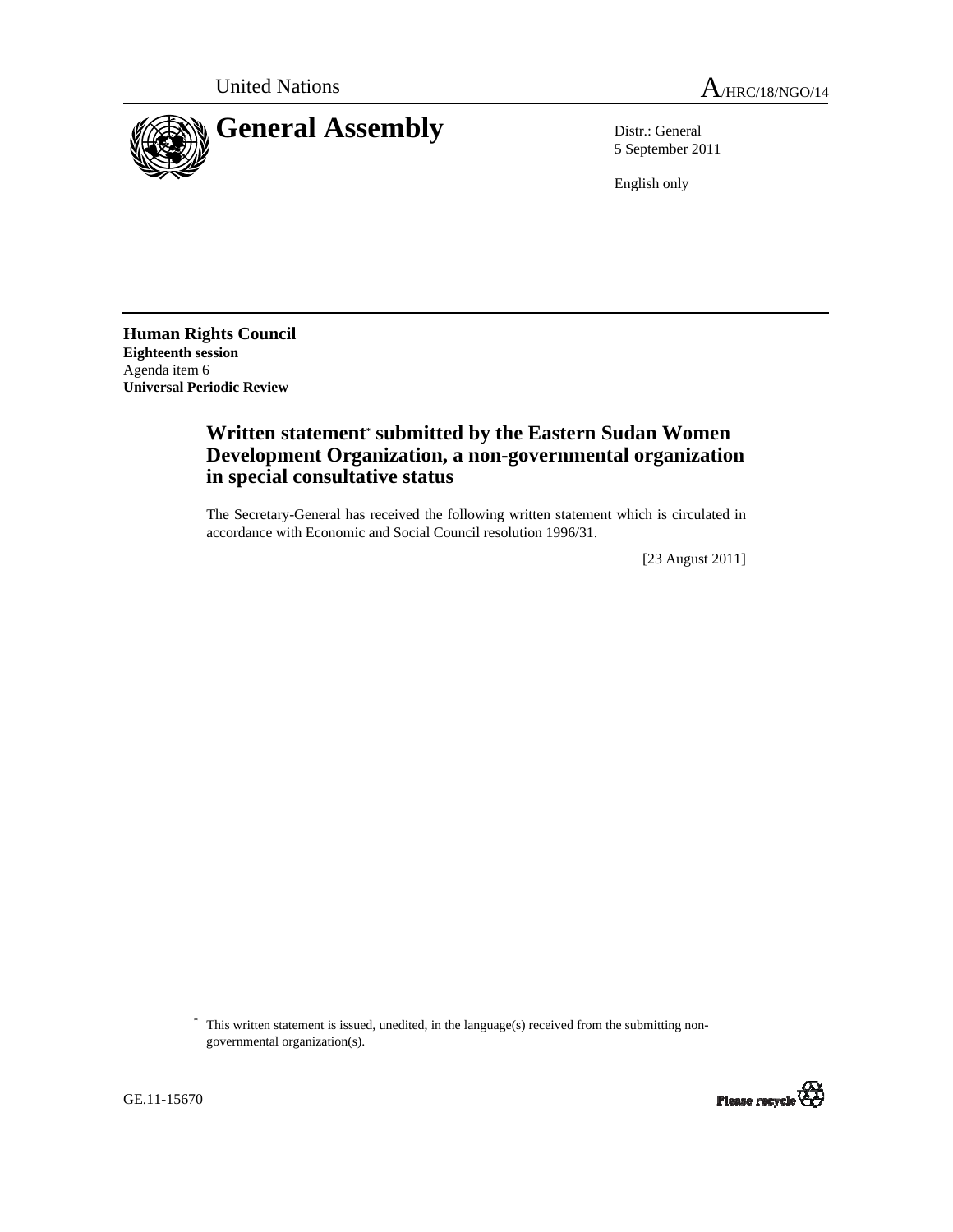United Nations A/HRC/18/NGO/14

# General Assembly

Distr.: General
5 September 2011

English only

**Human Rights Council**
**Eighteenth session**
Agenda item 6
**Universal Periodic Review**

## Written statement* submitted by the Eastern Sudan Women Development Organization, a non-governmental organization in special consultative status

The Secretary-General has received the following written statement which is circulated in accordance with Economic and Social Council resolution 1996/31.

[23 August 2011]

\* This written statement is issued, unedited, in the language(s) received from the submitting non-governmental organization(s).

GE.11-15670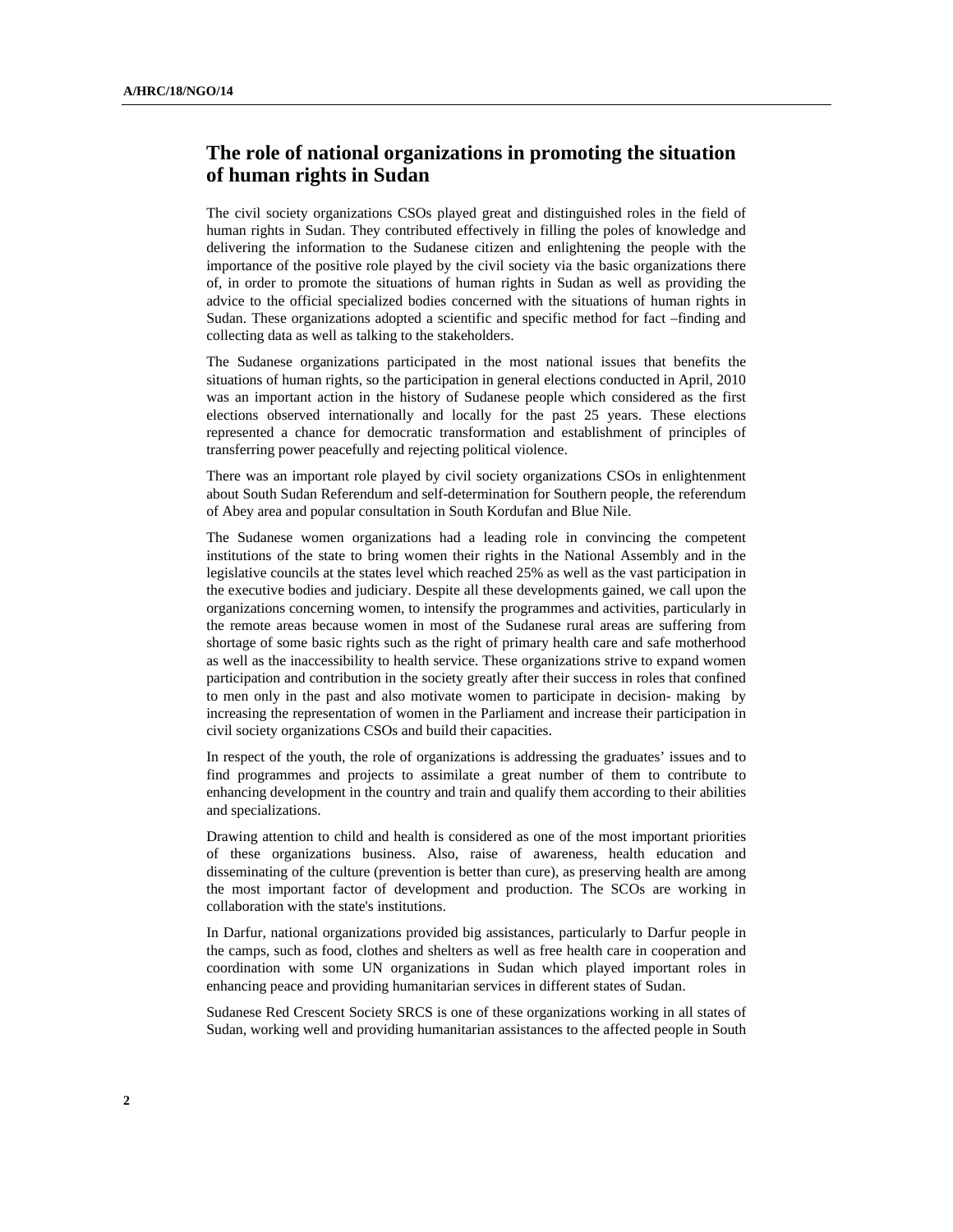## The role of national organizations in promoting the situation of human rights in Sudan

The civil society organizations CSOs played great and distinguished roles in the field of human rights in Sudan. They contributed effectively in filling the poles of knowledge and delivering the information to the Sudanese citizen and enlightening the people with the importance of the positive role played by the civil society via the basic organizations there of, in order to promote the situations of human rights in Sudan as well as providing the advice to the official specialized bodies concerned with the situations of human rights in Sudan. These organizations adopted a scientific and specific method for fact –finding and collecting data as well as talking to the stakeholders.

The Sudanese organizations participated in the most national issues that benefits the situations of human rights, so the participation in general elections conducted in April, 2010 was an important action in the history of Sudanese people which considered as the first elections observed internationally and locally for the past 25 years. These elections represented a chance for democratic transformation and establishment of principles of transferring power peacefully and rejecting political violence.

There was an important role played by civil society organizations CSOs in enlightenment about South Sudan Referendum and self-determination for Southern people, the referendum of Abey area and popular consultation in South Kordufan and Blue Nile.

The Sudanese women organizations had a leading role in convincing the competent institutions of the state to bring women their rights in the National Assembly and in the legislative councils at the states level which reached 25% as well as the vast participation in the executive bodies and judiciary. Despite all these developments gained, we call upon the organizations concerning women, to intensify the programmes and activities, particularly in the remote areas because women in most of the Sudanese rural areas are suffering from shortage of some basic rights such as the right of primary health care and safe motherhood as well as the inaccessibility to health service. These organizations strive to expand women participation and contribution in the society greatly after their success in roles that confined to men only in the past and also motivate women to participate in decision- making by increasing the representation of women in the Parliament and increase their participation in civil society organizations CSOs and build their capacities.

In respect of the youth, the role of organizations is addressing the graduates' issues and to find programmes and projects to assimilate a great number of them to contribute to enhancing development in the country and train and qualify them according to their abilities and specializations.

Drawing attention to child and health is considered as one of the most important priorities of these organizations business. Also, raise of awareness, health education and disseminating of the culture (prevention is better than cure), as preserving health are among the most important factor of development and production. The SCOs are working in collaboration with the state's institutions.

In Darfur, national organizations provided big assistances, particularly to Darfur people in the camps, such as food, clothes and shelters as well as free health care in cooperation and coordination with some UN organizations in Sudan which played important roles in enhancing peace and providing humanitarian services in different states of Sudan.

Sudanese Red Crescent Society SRCS is one of these organizations working in all states of Sudan, working well and providing humanitarian assistances to the affected people in South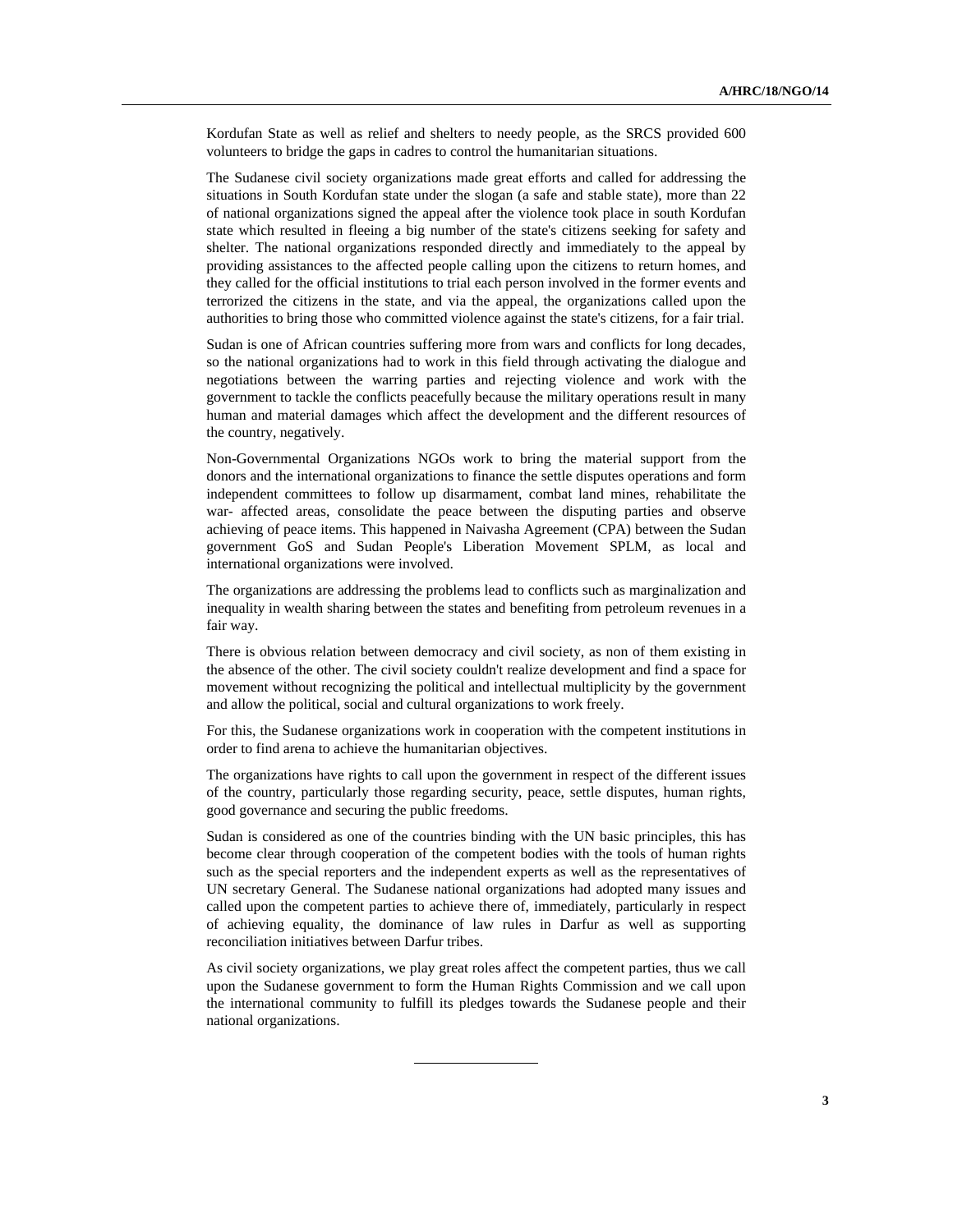Kordufan State as well as relief and shelters to needy people, as the SRCS provided 600 volunteers to bridge the gaps in cadres to control the humanitarian situations.

The Sudanese civil society organizations made great efforts and called for addressing the situations in South Kordufan state under the slogan (a safe and stable state), more than 22 of national organizations signed the appeal after the violence took place in south Kordufan state which resulted in fleeing a big number of the state's citizens seeking for safety and shelter. The national organizations responded directly and immediately to the appeal by providing assistances to the affected people calling upon the citizens to return homes, and they called for the official institutions to trial each person involved in the former events and terrorized the citizens in the state, and via the appeal, the organizations called upon the authorities to bring those who committed violence against the state's citizens, for a fair trial.

Sudan is one of African countries suffering more from wars and conflicts for long decades, so the national organizations had to work in this field through activating the dialogue and negotiations between the warring parties and rejecting violence and work with the government to tackle the conflicts peacefully because the military operations result in many human and material damages which affect the development and the different resources of the country, negatively.

Non-Governmental Organizations NGOs work to bring the material support from the donors and the international organizations to finance the settle disputes operations and form independent committees to follow up disarmament, combat land mines, rehabilitate the war- affected areas, consolidate the peace between the disputing parties and observe achieving of peace items. This happened in Naivasha Agreement (CPA) between the Sudan government GoS and Sudan People's Liberation Movement SPLM, as local and international organizations were involved.

The organizations are addressing the problems lead to conflicts such as marginalization and inequality in wealth sharing between the states and benefiting from petroleum revenues in a fair way.

There is obvious relation between democracy and civil society, as non of them existing in the absence of the other. The civil society couldn't realize development and find a space for movement without recognizing the political and intellectual multiplicity by the government and allow the political, social and cultural organizations to work freely.

For this, the Sudanese organizations work in cooperation with the competent institutions in order to find arena to achieve the humanitarian objectives.

The organizations have rights to call upon the government in respect of the different issues of the country, particularly those regarding security, peace, settle disputes, human rights, good governance and securing the public freedoms.

Sudan is considered as one of the countries binding with the UN basic principles, this has become clear through cooperation of the competent bodies with the tools of human rights such as the special reporters and the independent experts as well as the representatives of UN secretary General. The Sudanese national organizations had adopted many issues and called upon the competent parties to achieve there of, immediately, particularly in respect of achieving equality, the dominance of law rules in Darfur as well as supporting reconciliation initiatives between Darfur tribes.

As civil society organizations, we play great roles affect the competent parties, thus we call upon the Sudanese government to form the Human Rights Commission and we call upon the international community to fulfill its pledges towards the Sudanese people and their national organizations.